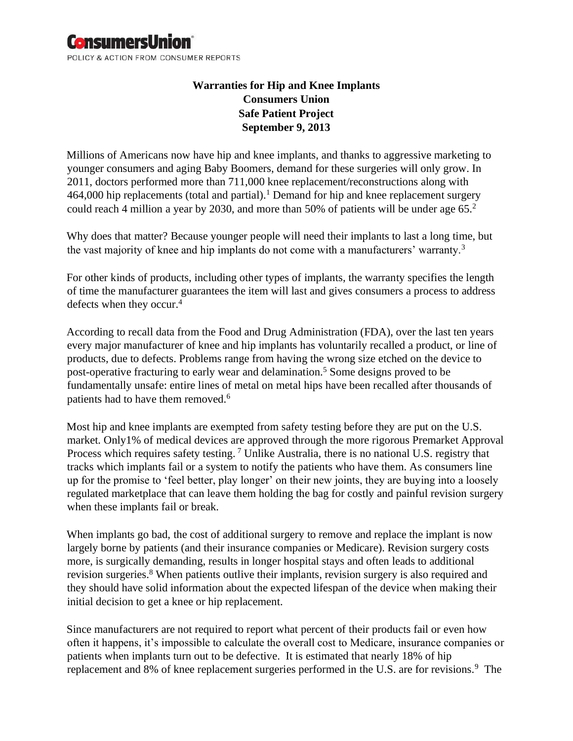**ConsumersUnion**

POLICY & ACTION FROM CONSUMER REPORTS

# Warranties for Hip and Knee Implants
## Consumers Union
## Safe Patient Project
## September 9, 2013

Millions of Americans now have hip and knee implants, and thanks to aggressive marketing to younger consumers and aging Baby Boomers, demand for these surgeries will only grow. In 2011, doctors performed more than 711,000 knee replacement/reconstructions along with 464,000 hip replacements (total and partial).[1] Demand for hip and knee replacement surgery could reach 4 million a year by 2030, and more than 50% of patients will be under age 65.[2]

Why does that matter? Because younger people will need their implants to last a long time, but the vast majority of knee and hip implants do not come with a manufacturers' warranty.[3]

For other kinds of products, including other types of implants, the warranty specifies the length of time the manufacturer guarantees the item will last and gives consumers a process to address defects when they occur.[4]

According to recall data from the Food and Drug Administration (FDA), over the last ten years every major manufacturer of knee and hip implants has voluntarily recalled a product, or line of products, due to defects. Problems range from having the wrong size etched on the device to post-operative fracturing to early wear and delamination.[5] Some designs proved to be fundamentally unsafe: entire lines of metal on metal hips have been recalled after thousands of patients had to have them removed.[6]

Most hip and knee implants are exempted from safety testing before they are put on the U.S. market. Only1% of medical devices are approved through the more rigorous Premarket Approval Process which requires safety testing. [7] Unlike Australia, there is no national U.S. registry that tracks which implants fail or a system to notify the patients who have them. As consumers line up for the promise to 'feel better, play longer' on their new joints, they are buying into a loosely regulated marketplace that can leave them holding the bag for costly and painful revision surgery when these implants fail or break.

When implants go bad, the cost of additional surgery to remove and replace the implant is now largely borne by patients (and their insurance companies or Medicare). Revision surgery costs more, is surgically demanding, results in longer hospital stays and often leads to additional revision surgeries.[8] When patients outlive their implants, revision surgery is also required and they should have solid information about the expected lifespan of the device when making their initial decision to get a knee or hip replacement.

Since manufacturers are not required to report what percent of their products fail or even how often it happens, it's impossible to calculate the overall cost to Medicare, insurance companies or patients when implants turn out to be defective. It is estimated that nearly 18% of hip replacement and 8% of knee replacement surgeries performed in the U.S. are for revisions.[9] The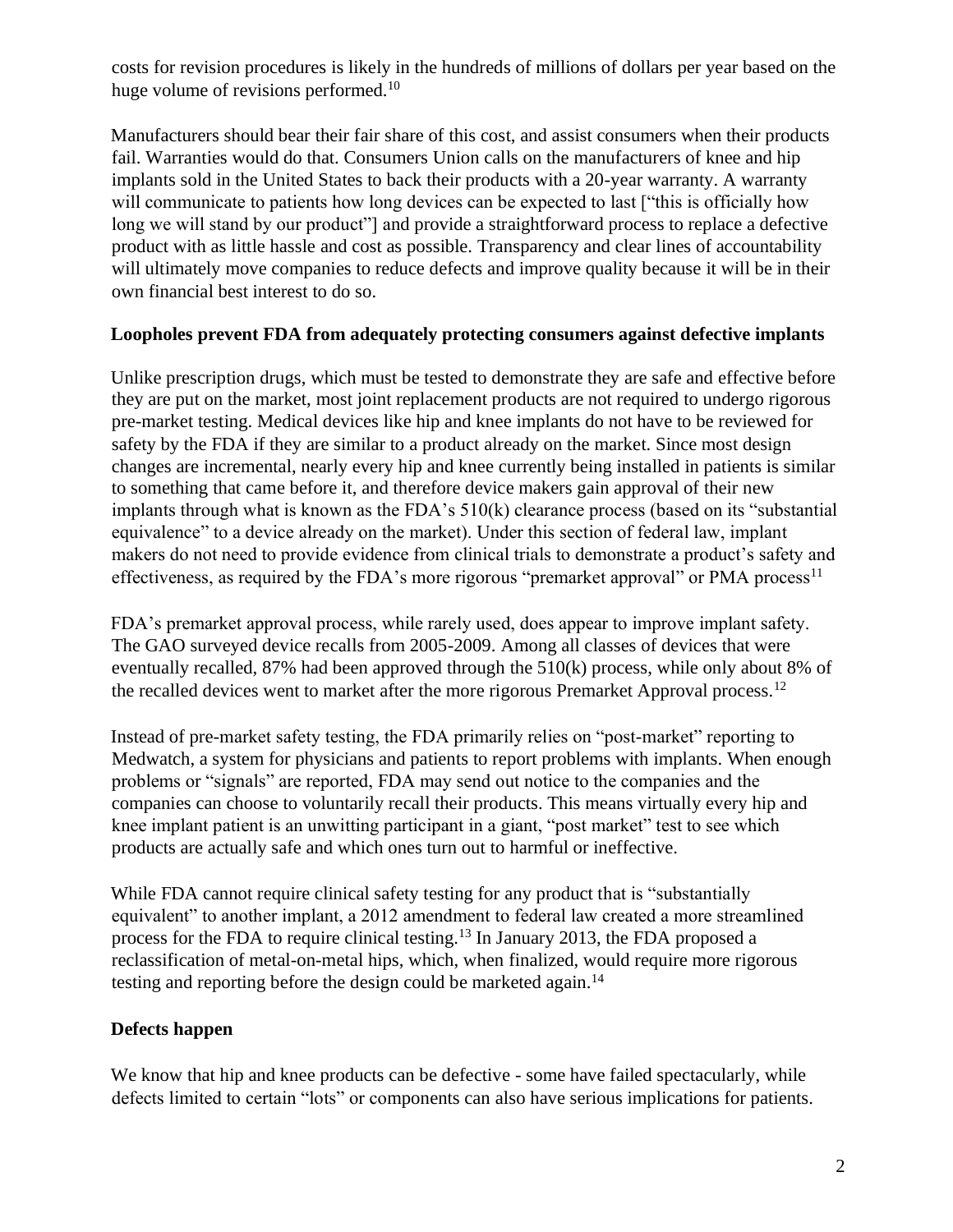costs for revision procedures is likely in the hundreds of millions of dollars per year based on the huge volume of revisions performed.[10]

Manufacturers should bear their fair share of this cost, and assist consumers when their products fail. Warranties would do that. Consumers Union calls on the manufacturers of knee and hip implants sold in the United States to back their products with a 20-year warranty. A warranty will communicate to patients how long devices can be expected to last ["this is officially how long we will stand by our product"] and provide a straightforward process to replace a defective product with as little hassle and cost as possible. Transparency and clear lines of accountability will ultimately move companies to reduce defects and improve quality because it will be in their own financial best interest to do so.

**Loopholes prevent FDA from adequately protecting consumers against defective implants**

Unlike prescription drugs, which must be tested to demonstrate they are safe and effective before they are put on the market, most joint replacement products are not required to undergo rigorous pre-market testing. Medical devices like hip and knee implants do not have to be reviewed for safety by the FDA if they are similar to a product already on the market. Since most design changes are incremental, nearly every hip and knee currently being installed in patients is similar to something that came before it, and therefore device makers gain approval of their new implants through what is known as the FDA's 510(k) clearance process (based on its "substantial equivalence" to a device already on the market). Under this section of federal law, implant makers do not need to provide evidence from clinical trials to demonstrate a product's safety and effectiveness, as required by the FDA's more rigorous "premarket approval" or PMA process[11]

FDA's premarket approval process, while rarely used, does appear to improve implant safety. The GAO surveyed device recalls from 2005-2009. Among all classes of devices that were eventually recalled, 87% had been approved through the 510(k) process, while only about 8% of the recalled devices went to market after the more rigorous Premarket Approval process.[12]

Instead of pre-market safety testing, the FDA primarily relies on "post-market" reporting to Medwatch, a system for physicians and patients to report problems with implants. When enough problems or "signals" are reported, FDA may send out notice to the companies and the companies can choose to voluntarily recall their products. This means virtually every hip and knee implant patient is an unwitting participant in a giant, "post market" test to see which products are actually safe and which ones turn out to harmful or ineffective.

While FDA cannot require clinical safety testing for any product that is "substantially equivalent" to another implant, a 2012 amendment to federal law created a more streamlined process for the FDA to require clinical testing.[13] In January 2013, the FDA proposed a reclassification of metal-on-metal hips, which, when finalized, would require more rigorous testing and reporting before the design could be marketed again.[14]

**Defects happen**

We know that hip and knee products can be defective - some have failed spectacularly, while defects limited to certain "lots" or components can also have serious implications for patients.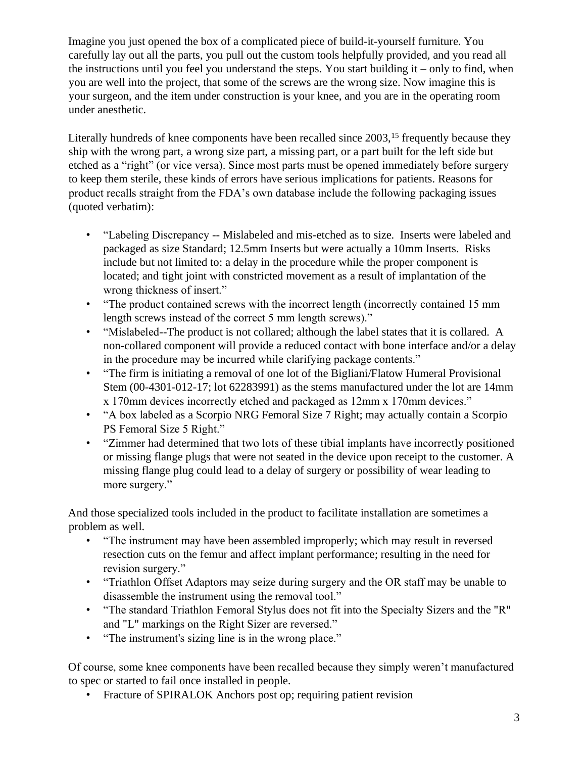Imagine you just opened the box of a complicated piece of build-it-yourself furniture. You carefully lay out all the parts, you pull out the custom tools helpfully provided, and you read all the instructions until you feel you understand the steps. You start building it – only to find, when you are well into the project, that some of the screws are the wrong size. Now imagine this is your surgeon, and the item under construction is your knee, and you are in the operating room under anesthetic.

Literally hundreds of knee components have been recalled since 2003,[15] frequently because they ship with the wrong part, a wrong size part, a missing part, or a part built for the left side but etched as a "right" (or vice versa). Since most parts must be opened immediately before surgery to keep them sterile, these kinds of errors have serious implications for patients. Reasons for product recalls straight from the FDA's own database include the following packaging issues (quoted verbatim):

- "Labeling Discrepancy -- Mislabeled and mis-etched as to size. Inserts were labeled and packaged as size Standard; 12.5mm Inserts but were actually a 10mm Inserts. Risks include but not limited to: a delay in the procedure while the proper component is located; and tight joint with constricted movement as a result of implantation of the wrong thickness of insert."
- "The product contained screws with the incorrect length (incorrectly contained 15 mm length screws instead of the correct 5 mm length screws)."
- "Mislabeled--The product is not collared; although the label states that it is collared. A non-collared component will provide a reduced contact with bone interface and/or a delay in the procedure may be incurred while clarifying package contents."
- "The firm is initiating a removal of one lot of the Bigliani/Flatow Humeral Provisional Stem (00-4301-012-17; lot 62283991) as the stems manufactured under the lot are 14mm x 170mm devices incorrectly etched and packaged as 12mm x 170mm devices."
- "A box labeled as a Scorpio NRG Femoral Size 7 Right; may actually contain a Scorpio PS Femoral Size 5 Right."
- "Zimmer had determined that two lots of these tibial implants have incorrectly positioned or missing flange plugs that were not seated in the device upon receipt to the customer. A missing flange plug could lead to a delay of surgery or possibility of wear leading to more surgery."

And those specialized tools included in the product to facilitate installation are sometimes a problem as well.

- "The instrument may have been assembled improperly; which may result in reversed resection cuts on the femur and affect implant performance; resulting in the need for revision surgery."
- "Triathlon Offset Adaptors may seize during surgery and the OR staff may be unable to disassemble the instrument using the removal tool."
- "The standard Triathlon Femoral Stylus does not fit into the Specialty Sizers and the "R" and "L" markings on the Right Sizer are reversed."
- "The instrument's sizing line is in the wrong place."

Of course, some knee components have been recalled because they simply weren't manufactured to spec or started to fail once installed in people.

- Fracture of SPIRALOK Anchors post op; requiring patient revision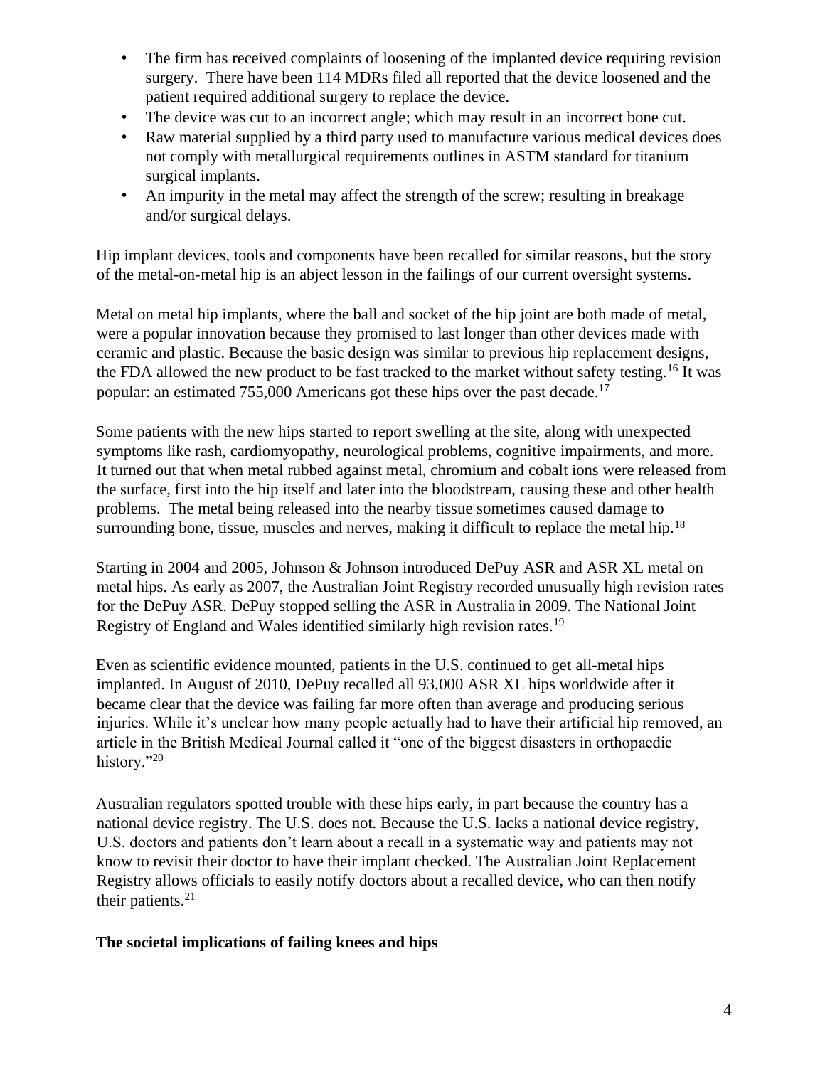- The firm has received complaints of loosening of the implanted device requiring revision surgery. There have been 114 MDRs filed all reported that the device loosened and the patient required additional surgery to replace the device.
- The device was cut to an incorrect angle; which may result in an incorrect bone cut.
- Raw material supplied by a third party used to manufacture various medical devices does not comply with metallurgical requirements outlines in ASTM standard for titanium surgical implants.
- An impurity in the metal may affect the strength of the screw; resulting in breakage and/or surgical delays.

Hip implant devices, tools and components have been recalled for similar reasons, but the story of the metal-on-metal hip is an abject lesson in the failings of our current oversight systems.

Metal on metal hip implants, where the ball and socket of the hip joint are both made of metal, were a popular innovation because they promised to last longer than other devices made with ceramic and plastic. Because the basic design was similar to previous hip replacement designs, the FDA allowed the new product to be fast tracked to the market without safety testing.[16] It was popular: an estimated 755,000 Americans got these hips over the past decade.[17]

Some patients with the new hips started to report swelling at the site, along with unexpected symptoms like rash, cardiomyopathy, neurological problems, cognitive impairments, and more. It turned out that when metal rubbed against metal, chromium and cobalt ions were released from the surface, first into the hip itself and later into the bloodstream, causing these and other health problems. The metal being released into the nearby tissue sometimes caused damage to surrounding bone, tissue, muscles and nerves, making it difficult to replace the metal hip.[18]

Starting in 2004 and 2005, Johnson & Johnson introduced DePuy ASR and ASR XL metal on metal hips. As early as 2007, the Australian Joint Registry recorded unusually high revision rates for the DePuy ASR. DePuy stopped selling the ASR in Australia in 2009. The National Joint Registry of England and Wales identified similarly high revision rates.[19]

Even as scientific evidence mounted, patients in the U.S. continued to get all-metal hips implanted. In August of 2010, DePuy recalled all 93,000 ASR XL hips worldwide after it became clear that the device was failing far more often than average and producing serious injuries. While it's unclear how many people actually had to have their artificial hip removed, an article in the British Medical Journal called it "one of the biggest disasters in orthopaedic history."[20]

Australian regulators spotted trouble with these hips early, in part because the country has a national device registry. The U.S. does not. Because the U.S. lacks a national device registry, U.S. doctors and patients don't learn about a recall in a systematic way and patients may not know to revisit their doctor to have their implant checked. The Australian Joint Replacement Registry allows officials to easily notify doctors about a recalled device, who can then notify their patients.[21]

**The societal implications of failing knees and hips**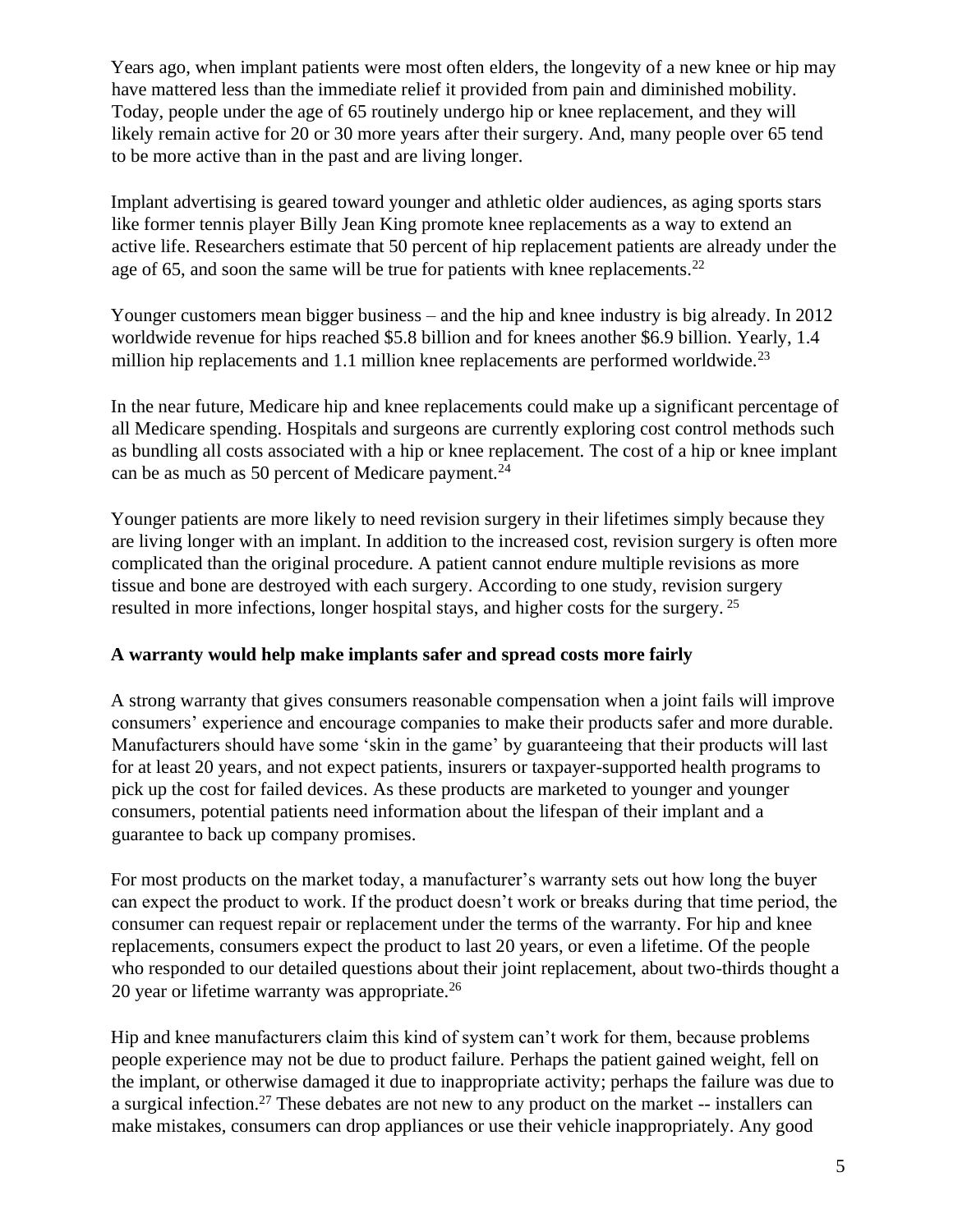Years ago, when implant patients were most often elders, the longevity of a new knee or hip may have mattered less than the immediate relief it provided from pain and diminished mobility. Today, people under the age of 65 routinely undergo hip or knee replacement, and they will likely remain active for 20 or 30 more years after their surgery. And, many people over 65 tend to be more active than in the past and are living longer.

Implant advertising is geared toward younger and athletic older audiences, as aging sports stars like former tennis player Billy Jean King promote knee replacements as a way to extend an active life. Researchers estimate that 50 percent of hip replacement patients are already under the age of 65, and soon the same will be true for patients with knee replacements.[22]

Younger customers mean bigger business – and the hip and knee industry is big already. In 2012 worldwide revenue for hips reached $5.8 billion and for knees another $6.9 billion. Yearly, 1.4 million hip replacements and 1.1 million knee replacements are performed worldwide.[23]

In the near future, Medicare hip and knee replacements could make up a significant percentage of all Medicare spending. Hospitals and surgeons are currently exploring cost control methods such as bundling all costs associated with a hip or knee replacement. The cost of a hip or knee implant can be as much as 50 percent of Medicare payment.[24]

Younger patients are more likely to need revision surgery in their lifetimes simply because they are living longer with an implant. In addition to the increased cost, revision surgery is often more complicated than the original procedure. A patient cannot endure multiple revisions as more tissue and bone are destroyed with each surgery. According to one study, revision surgery resulted in more infections, longer hospital stays, and higher costs for the surgery.[25]

**A warranty would help make implants safer and spread costs more fairly**

A strong warranty that gives consumers reasonable compensation when a joint fails will improve consumers' experience and encourage companies to make their products safer and more durable. Manufacturers should have some 'skin in the game' by guaranteeing that their products will last for at least 20 years, and not expect patients, insurers or taxpayer-supported health programs to pick up the cost for failed devices. As these products are marketed to younger and younger consumers, potential patients need information about the lifespan of their implant and a guarantee to back up company promises.

For most products on the market today, a manufacturer's warranty sets out how long the buyer can expect the product to work. If the product doesn't work or breaks during that time period, the consumer can request repair or replacement under the terms of the warranty. For hip and knee replacements, consumers expect the product to last 20 years, or even a lifetime. Of the people who responded to our detailed questions about their joint replacement, about two-thirds thought a 20 year or lifetime warranty was appropriate.[26]

Hip and knee manufacturers claim this kind of system can't work for them, because problems people experience may not be due to product failure. Perhaps the patient gained weight, fell on the implant, or otherwise damaged it due to inappropriate activity; perhaps the failure was due to a surgical infection.[27] These debates are not new to any product on the market -- installers can make mistakes, consumers can drop appliances or use their vehicle inappropriately. Any good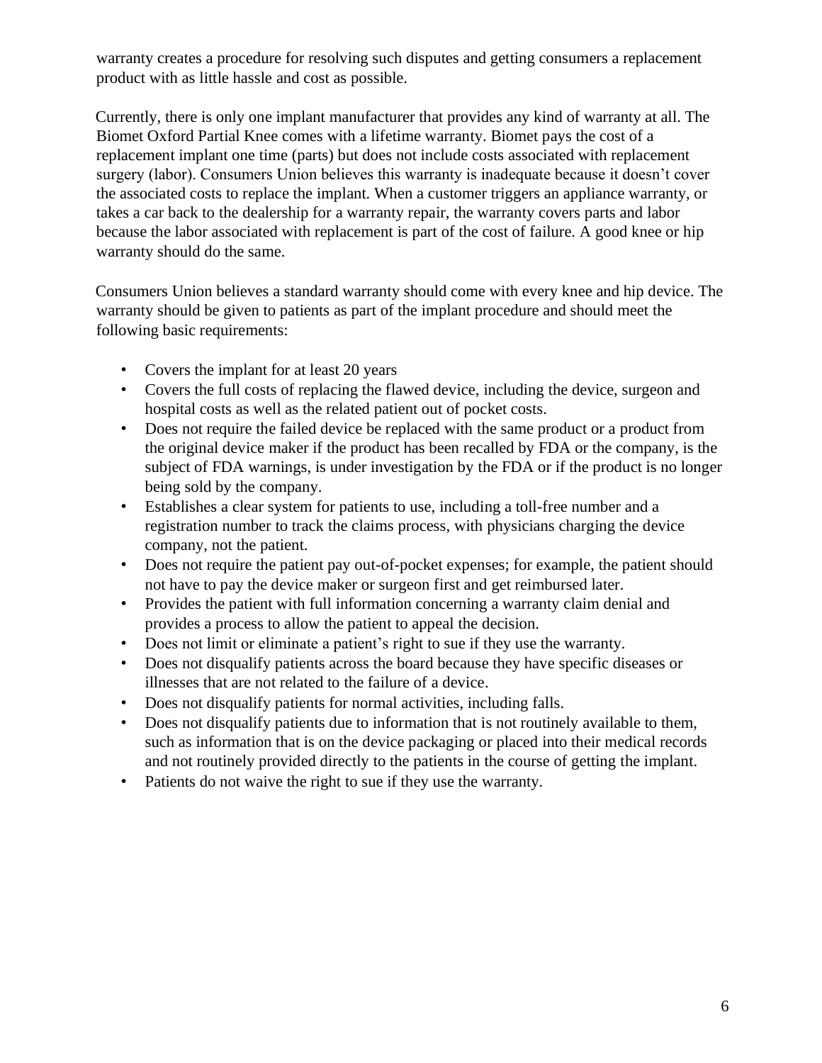warranty creates a procedure for resolving such disputes and getting consumers a replacement product with as little hassle and cost as possible.

Currently, there is only one implant manufacturer that provides any kind of warranty at all. The Biomet Oxford Partial Knee comes with a lifetime warranty. Biomet pays the cost of a replacement implant one time (parts) but does not include costs associated with replacement surgery (labor). Consumers Union believes this warranty is inadequate because it doesn't cover the associated costs to replace the implant. When a customer triggers an appliance warranty, or takes a car back to the dealership for a warranty repair, the warranty covers parts and labor because the labor associated with replacement is part of the cost of failure. A good knee or hip warranty should do the same.

Consumers Union believes a standard warranty should come with every knee and hip device. The warranty should be given to patients as part of the implant procedure and should meet the following basic requirements:

- Covers the implant for at least 20 years
- Covers the full costs of replacing the flawed device, including the device, surgeon and hospital costs as well as the related patient out of pocket costs.
- Does not require the failed device be replaced with the same product or a product from the original device maker if the product has been recalled by FDA or the company, is the subject of FDA warnings, is under investigation by the FDA or if the product is no longer being sold by the company.
- Establishes a clear system for patients to use, including a toll-free number and a registration number to track the claims process, with physicians charging the device company, not the patient.
- Does not require the patient pay out-of-pocket expenses; for example, the patient should not have to pay the device maker or surgeon first and get reimbursed later.
- Provides the patient with full information concerning a warranty claim denial and provides a process to allow the patient to appeal the decision.
- Does not limit or eliminate a patient's right to sue if they use the warranty.
- Does not disqualify patients across the board because they have specific diseases or illnesses that are not related to the failure of a device.
- Does not disqualify patients for normal activities, including falls.
- Does not disqualify patients due to information that is not routinely available to them, such as information that is on the device packaging or placed into their medical records and not routinely provided directly to the patients in the course of getting the implant.
- Patients do not waive the right to sue if they use the warranty.